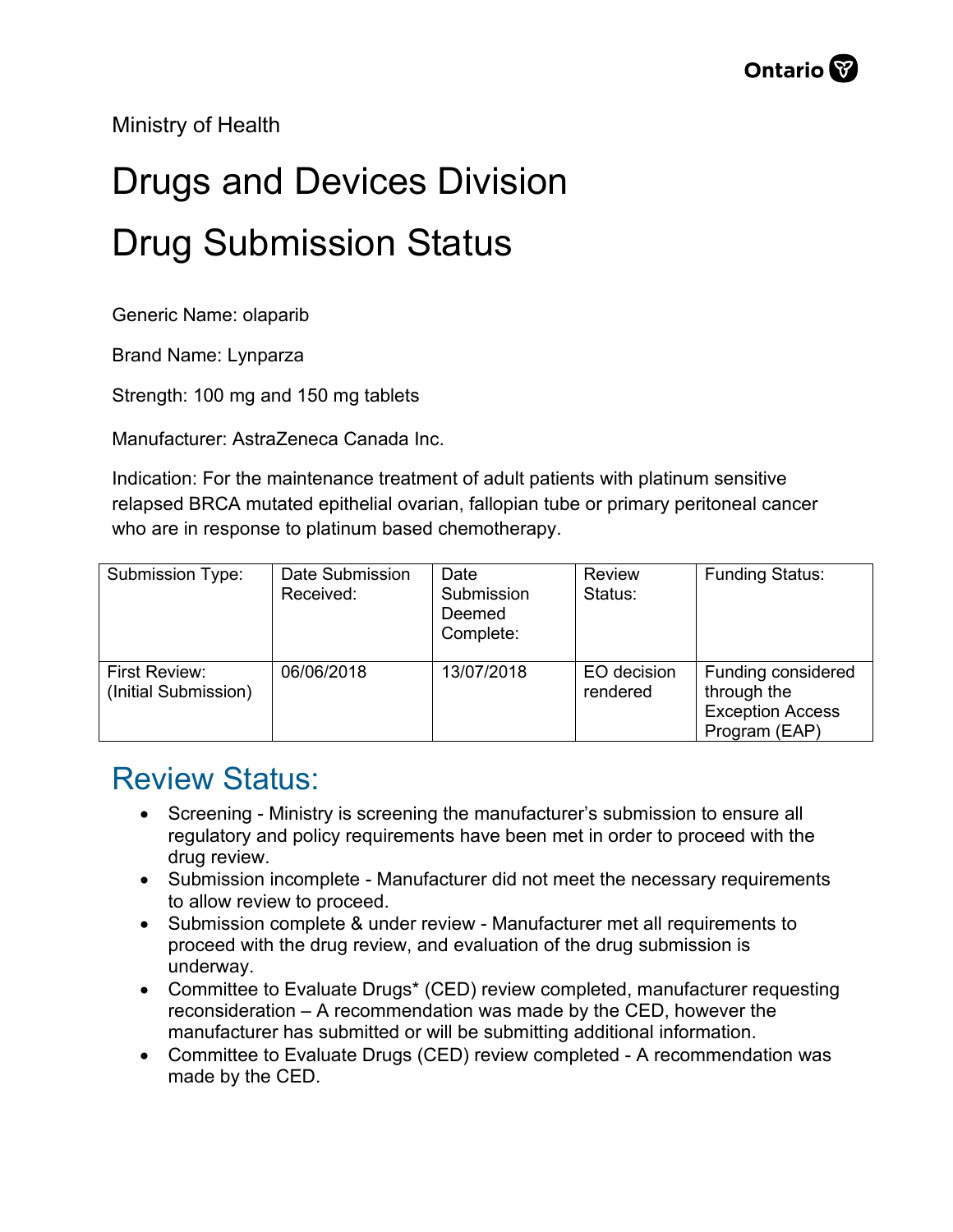Ministry of Health

# Drugs and Devices Division

# Drug Submission Status

Generic Name: olaparib

Brand Name: Lynparza

Strength: 100 mg and 150 mg tablets

Manufacturer: AstraZeneca Canada Inc.

Indication: For the maintenance treatment of adult patients with platinum sensitive relapsed BRCA mutated epithelial ovarian, fallopian tube or primary peritoneal cancer who are in response to platinum based chemotherapy.

| Submission Type: | Date Submission Received: | Date Submission Deemed Complete: | Review Status: | Funding Status: |
|---|---|---|---|---|
| First Review: (Initial Submission) | 06/06/2018 | 13/07/2018 | EO decision rendered | Funding considered through the Exception Access Program (EAP) |

## Review Status:

- Screening - Ministry is screening the manufacturer's submission to ensure all regulatory and policy requirements have been met in order to proceed with the drug review.
- Submission incomplete - Manufacturer did not meet the necessary requirements to allow review to proceed.
- Submission complete & under review - Manufacturer met all requirements to proceed with the drug review, and evaluation of the drug submission is underway.
- Committee to Evaluate Drugs* (CED) review completed, manufacturer requesting reconsideration – A recommendation was made by the CED, however the manufacturer has submitted or will be submitting additional information.
- Committee to Evaluate Drugs (CED) review completed - A recommendation was made by the CED.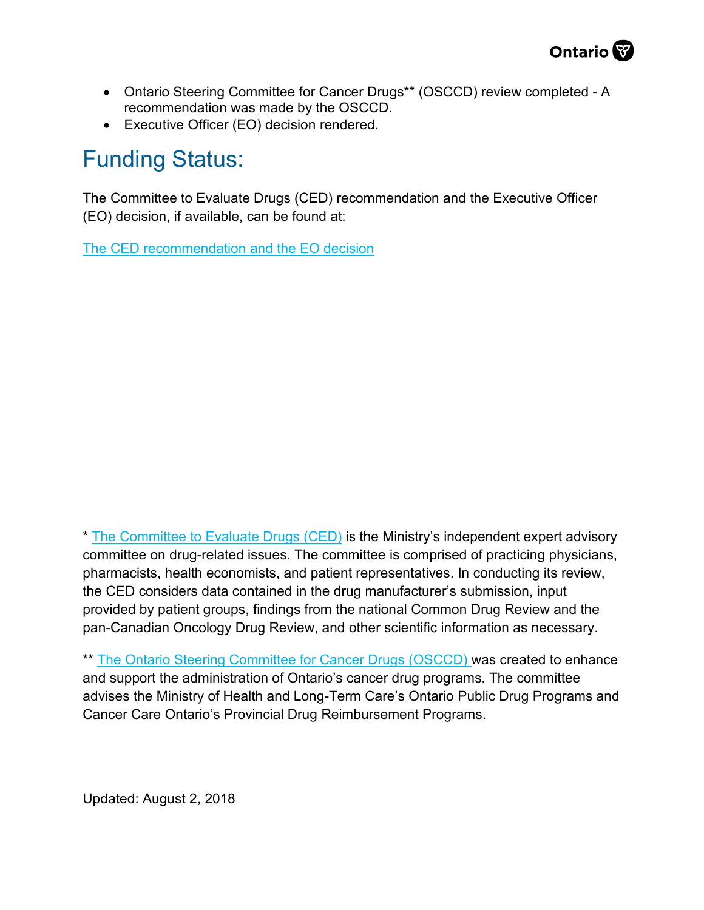- Ontario Steering Committee for Cancer Drugs** (OSCCD) review completed - A recommendation was made by the OSCCD.
- Executive Officer (EO) decision rendered.

## Funding Status:

The Committee to Evaluate Drugs (CED) recommendation and the Executive Officer (EO) decision, if available, can be found at:

The CED recommendation and the EO decision

* The Committee to Evaluate Drugs (CED) is the Ministry's independent expert advisory committee on drug-related issues. The committee is comprised of practicing physicians, pharmacists, health economists, and patient representatives. In conducting its review, the CED considers data contained in the drug manufacturer's submission, input provided by patient groups, findings from the national Common Drug Review and the pan-Canadian Oncology Drug Review, and other scientific information as necessary.

** The Ontario Steering Committee for Cancer Drugs (OSCCD) was created to enhance and support the administration of Ontario's cancer drug programs. The committee advises the Ministry of Health and Long-Term Care's Ontario Public Drug Programs and Cancer Care Ontario's Provincial Drug Reimbursement Programs.

Updated: August 2, 2018